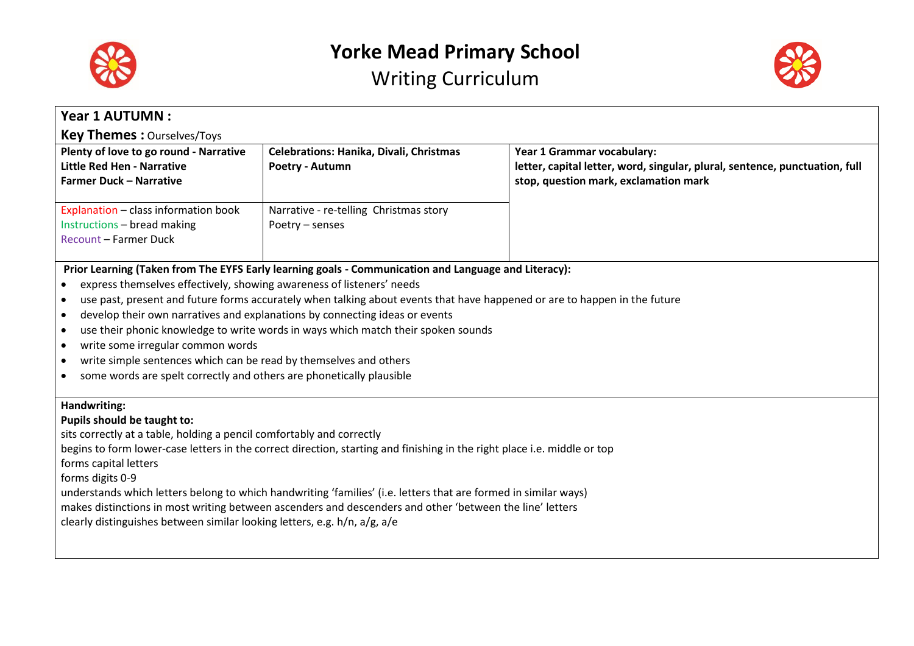# Yorke Mead Primary School

## Writing Curriculum

**Year 1 AUTUMN :**

**Key Themes :** Ourselves/Toys

| **Plenty of love to go round - Narrative**<br>**Little Red Hen - Narrative**<br>**Farmer Duck – Narrative** | **Celebrations: Hanika, Divali, Christmas**<br>**Poetry - Autumn** | **Year 1 Grammar vocabulary:**<br>**letter, capital letter, word, singular, plural, sentence, punctuation, full stop, question mark, exclamation mark** |
|---|---|---|
| Explanation – class information book<br>Instructions – bread making<br>Recount – Farmer Duck | Narrative - re-telling Christmas story<br>Poetry – senses | |

**Prior Learning (Taken from The EYFS Early learning goals - Communication and Language and Literacy):**

- express themselves effectively, showing awareness of listeners' needs
- use past, present and future forms accurately when talking about events that have happened or are to happen in the future
- develop their own narratives and explanations by connecting ideas or events
- use their phonic knowledge to write words in ways which match their spoken sounds
- write some irregular common words
- write simple sentences which can be read by themselves and others
- some words are spelt correctly and others are phonetically plausible

**Handwriting:**

**Pupils should be taught to:**

sits correctly at a table, holding a pencil comfortably and correctly
begins to form lower-case letters in the correct direction, starting and finishing in the right place i.e. middle or top
forms capital letters
forms digits 0-9
understands which letters belong to which handwriting 'families' (i.e. letters that are formed in similar ways)
makes distinctions in most writing between ascenders and descenders and other 'between the line' letters
clearly distinguishes between similar looking letters, e.g. h/n, a/g, a/e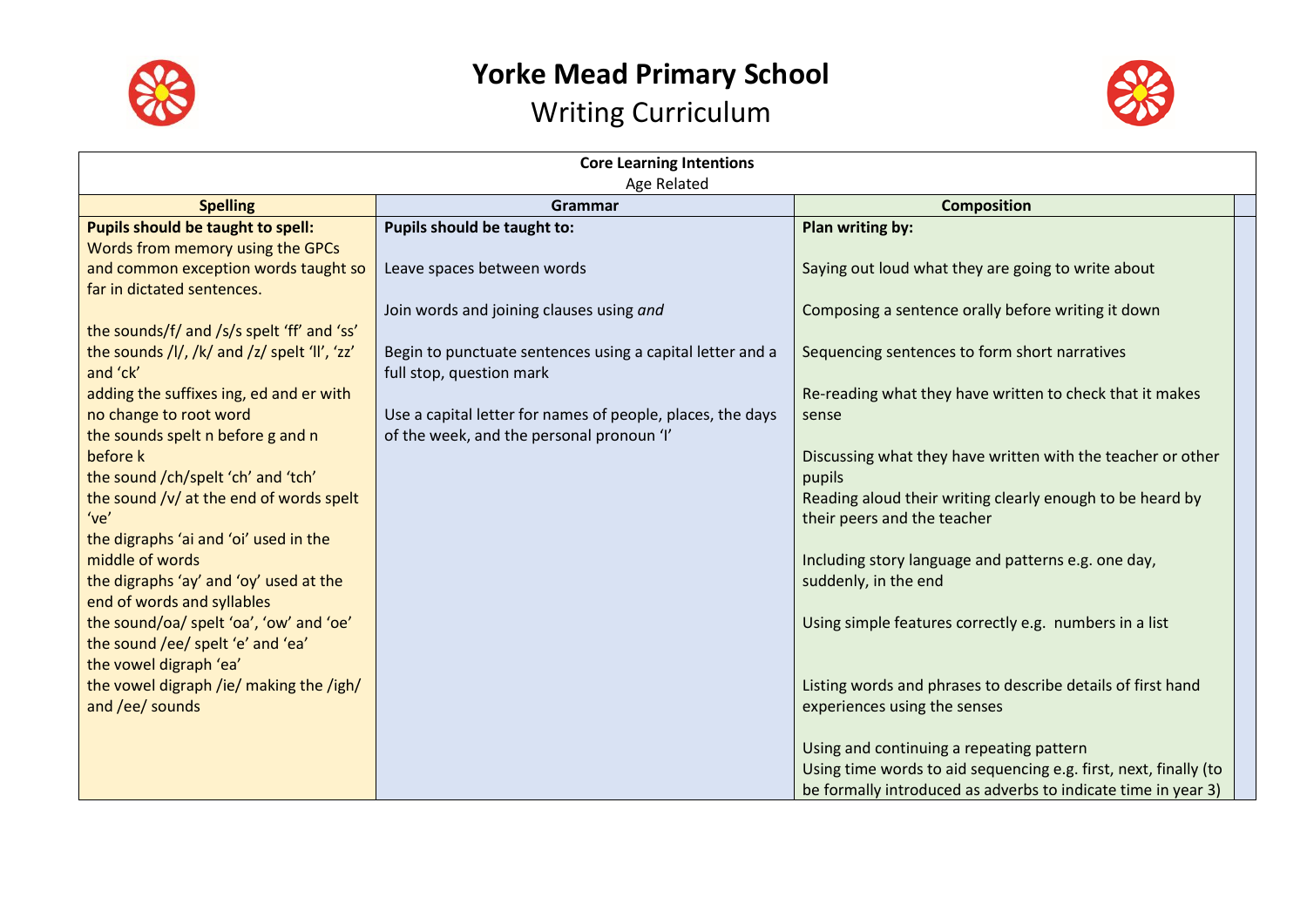# Yorke Mead Primary School

## Writing Curriculum

| Core Learning Intentions<br>Age Related | | |
|---|---|---|
| **Spelling** | **Grammar** | **Composition** |
| **Pupils should be taught to spell:**<br>Words from memory using the GPCs and common exception words taught so far in dictated sentences.<br><br>the sounds/f/ and /s/s spelt 'ff' and 'ss'<br>the sounds /l/, /k/ and /z/ spelt 'll', 'zz' and 'ck'<br>adding the suffixes ing, ed and er with no change to root word<br>the sounds spelt n before g and n before k<br>the sound /ch/spelt 'ch' and 'tch'<br>the sound /v/ at the end of words spelt 've'<br>the digraphs 'ai and 'oi' used in the middle of words<br>the digraphs 'ay' and 'oy' used at the end of words and syllables<br>the sound/oa/ spelt 'oa', 'ow' and 'oe'<br>the sound /ee/ spelt 'e' and 'ea'<br>the vowel digraph 'ea'<br>the vowel digraph /ie/ making the /igh/ and /ee/ sounds | **Pupils should be taught to:**<br><br>Leave spaces between words<br><br>Join words and joining clauses using *and*<br><br>Begin to punctuate sentences using a capital letter and a full stop, question mark<br><br>Use a capital letter for names of people, places, the days of the week, and the personal pronoun 'I' | **Plan writing by:**<br><br>Saying out loud what they are going to write about<br><br>Composing a sentence orally before writing it down<br><br>Sequencing sentences to form short narratives<br><br>Re-reading what they have written to check that it makes sense<br><br>Discussing what they have written with the teacher or other pupils<br>Reading aloud their writing clearly enough to be heard by their peers and the teacher<br><br>Including story language and patterns e.g. one day, suddenly, in the end<br><br>Using simple features correctly e.g. numbers in a list<br><br>Listing words and phrases to describe details of first hand experiences using the senses<br><br>Using and continuing a repeating pattern<br>Using time words to aid sequencing e.g. first, next, finally (to be formally introduced as adverbs to indicate time in year 3) |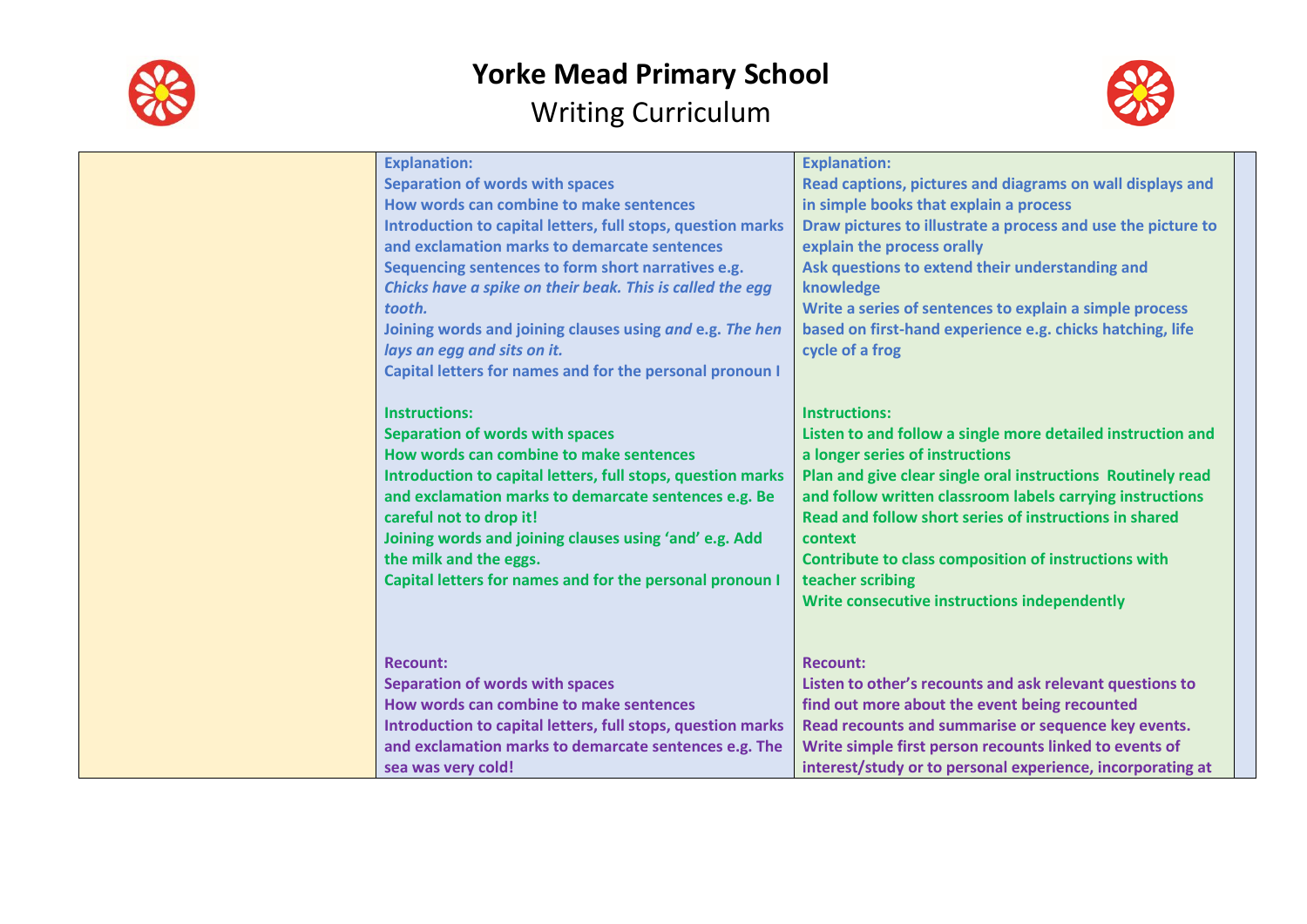# Yorke Mead Primary School

## Writing Curriculum

| | | | |
|---|---|---|---|
| | **Explanation:**<br>**Separation of words with spaces**<br>**How words can combine to make sentences**<br>**Introduction to capital letters, full stops, question marks and exclamation marks to demarcate sentences**<br>**Sequencing sentences to form short narratives e.g.** ***Chicks have a spike on their beak. This is called the egg tooth.***<br>**Joining words and joining clauses using** ***and*** **e.g.** ***The hen lays an egg and sits on it.***<br>**Capital letters for names and for the personal pronoun I**<br><br>**Instructions:**<br>**Separation of words with spaces**<br>**How words can combine to make sentences**<br>**Introduction to capital letters, full stops, question marks and exclamation marks to demarcate sentences e.g. Be careful not to drop it!**<br>**Joining words and joining clauses using 'and' e.g. Add the milk and the eggs.**<br>**Capital letters for names and for the personal pronoun I**<br><br>**Recount:**<br>**Separation of words with spaces**<br>**How words can combine to make sentences**<br>**Introduction to capital letters, full stops, question marks and exclamation marks to demarcate sentences e.g. The sea was very cold!** | **Explanation:**<br>**Read captions, pictures and diagrams on wall displays and in simple books that explain a process**<br>**Draw pictures to illustrate a process and use the picture to explain the process orally**<br>**Ask questions to extend their understanding and knowledge**<br>**Write a series of sentences to explain a simple process based on first-hand experience e.g. chicks hatching, life cycle of a frog**<br><br>**Instructions:**<br>**Listen to and follow a single more detailed instruction and a longer series of instructions**<br>**Plan and give clear single oral instructions Routinely read and follow written classroom labels carrying instructions**<br>**Read and follow short series of instructions in shared context**<br>**Contribute to class composition of instructions with teacher scribing**<br>**Write consecutive instructions independently**<br><br>**Recount:**<br>**Listen to other's recounts and ask relevant questions to find out more about the event being recounted**<br>**Read recounts and summarise or sequence key events.**<br>**Write simple first person recounts linked to events of interest/study or to personal experience, incorporating at** | |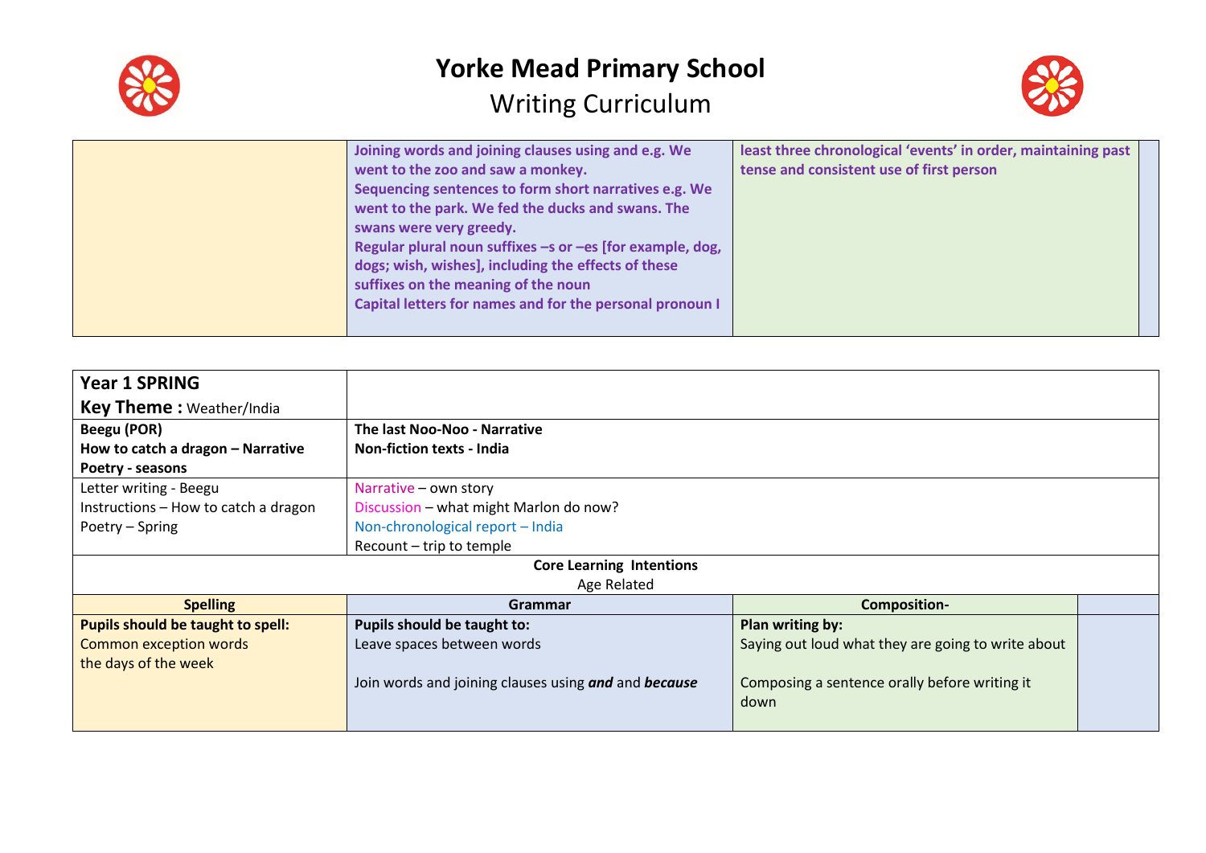# Yorke Mead Primary School

## Writing Curriculum

| | | | |
|---|---|---|---|
| | **Joining words and joining clauses using and e.g. We went to the zoo and saw a monkey.**<br>**Sequencing sentences to form short narratives e.g. We went to the park. We fed the ducks and swans. The swans were very greedy.**<br>**Regular plural noun suffixes –s or –es [for example, dog, dogs; wish, wishes], including the effects of these suffixes on the meaning of the noun**<br>**Capital letters for names and for the personal pronoun I** | **least three chronological 'events' in order, maintaining past tense and consistent use of first person** | |

| | | | |
|---|---|---|---|
| **Year 1 SPRING**<br>**Key Theme :** Weather/India | | | |
| **Beegu (POR)**<br>**How to catch a dragon – Narrative**<br>**Poetry - seasons** | **The last Noo-Noo - Narrative**<br>**Non-fiction texts - India** | | |
| Letter writing - Beegu<br>Instructions – How to catch a dragon<br>Poetry – Spring | Narrative – own story<br>Discussion – what might Marlon do now?<br>Non-chronological report – India<br>Recount – trip to temple | | |
| **Core Learning Intentions**<br>Age Related | | | |
| **Spelling** | **Grammar** | **Composition-** | |
| **Pupils should be taught to spell:**<br>Common exception words<br>the days of the week | **Pupils should be taught to:**<br>Leave spaces between words<br><br>Join words and joining clauses using ***and*** and ***because*** | **Plan writing by:**<br>Saying out loud what they are going to write about<br><br>Composing a sentence orally before writing it down | |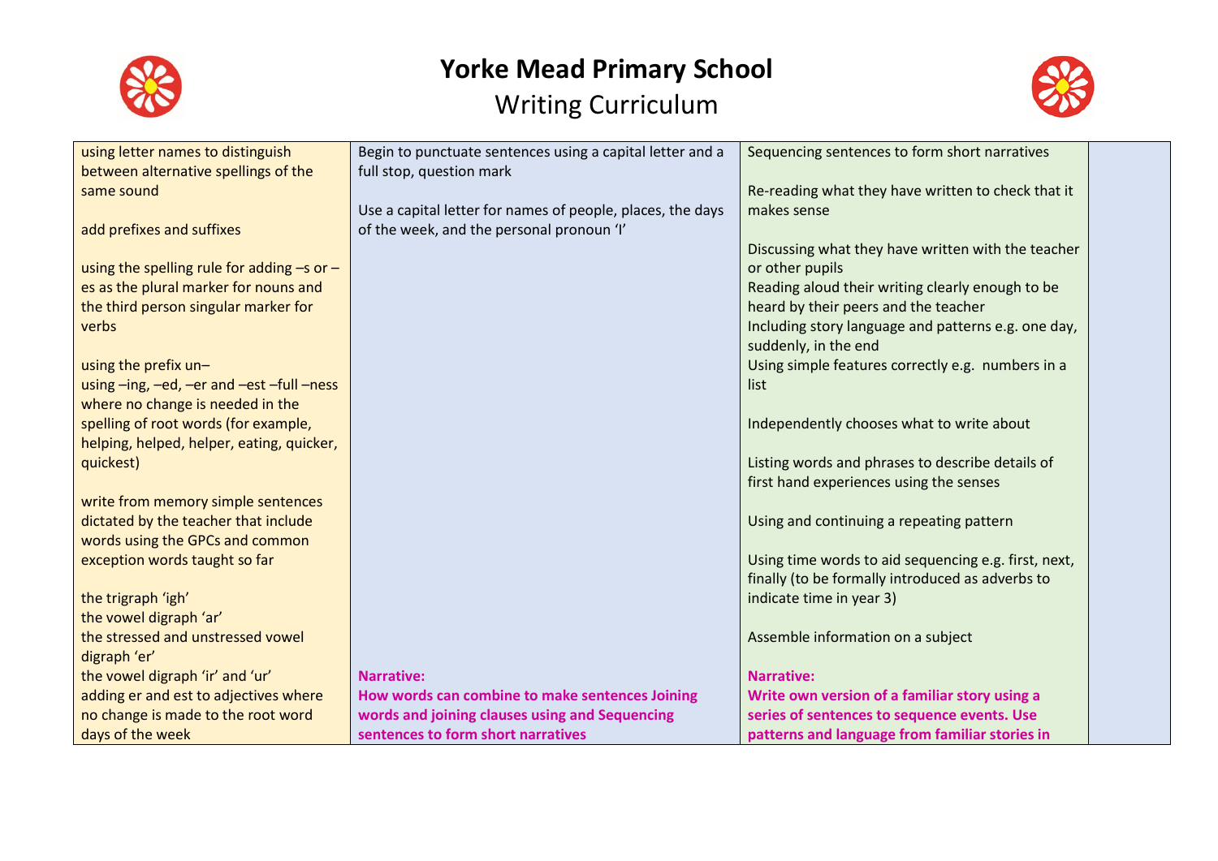# Yorke Mead Primary School

## Writing Curriculum

| | | | |
|---|---|---|---|
| using letter names to distinguish between alternative spellings of the same sound<br><br>add prefixes and suffixes<br><br>using the spelling rule for adding –s or –es as the plural marker for nouns and the third person singular marker for verbs<br><br>using the prefix un–<br>using –ing, –ed, –er and –est –full –ness where no change is needed in the spelling of root words (for example, helping, helped, helper, eating, quicker, quickest)<br><br>write from memory simple sentences dictated by the teacher that include words using the GPCs and common exception words taught so far<br><br>the trigraph 'igh'<br>the vowel digraph 'ar'<br>the stressed and unstressed vowel digraph 'er'<br>the vowel digraph 'ir' and 'ur'<br>adding er and est to adjectives where no change is made to the root word<br>days of the week | Begin to punctuate sentences using a capital letter and a full stop, question mark<br><br>Use a capital letter for names of people, places, the days of the week, and the personal pronoun 'I'<br><br>**Narrative:**<br>**How words can combine to make sentences Joining words and joining clauses using and Sequencing sentences to form short narratives** | Sequencing sentences to form short narratives<br><br>Re-reading what they have written to check that it makes sense<br><br>Discussing what they have written with the teacher or other pupils<br>Reading aloud their writing clearly enough to be heard by their peers and the teacher<br>Including story language and patterns e.g. one day, suddenly, in the end<br>Using simple features correctly e.g. numbers in a list<br><br>Independently chooses what to write about<br><br>Listing words and phrases to describe details of first hand experiences using the senses<br><br>Using and continuing a repeating pattern<br><br>Using time words to aid sequencing e.g. first, next, finally (to be formally introduced as adverbs to indicate time in year 3)<br><br>Assemble information on a subject<br><br>**Narrative:**<br>**Write own version of a familiar story using a series of sentences to sequence events. Use patterns and language from familiar stories in** | |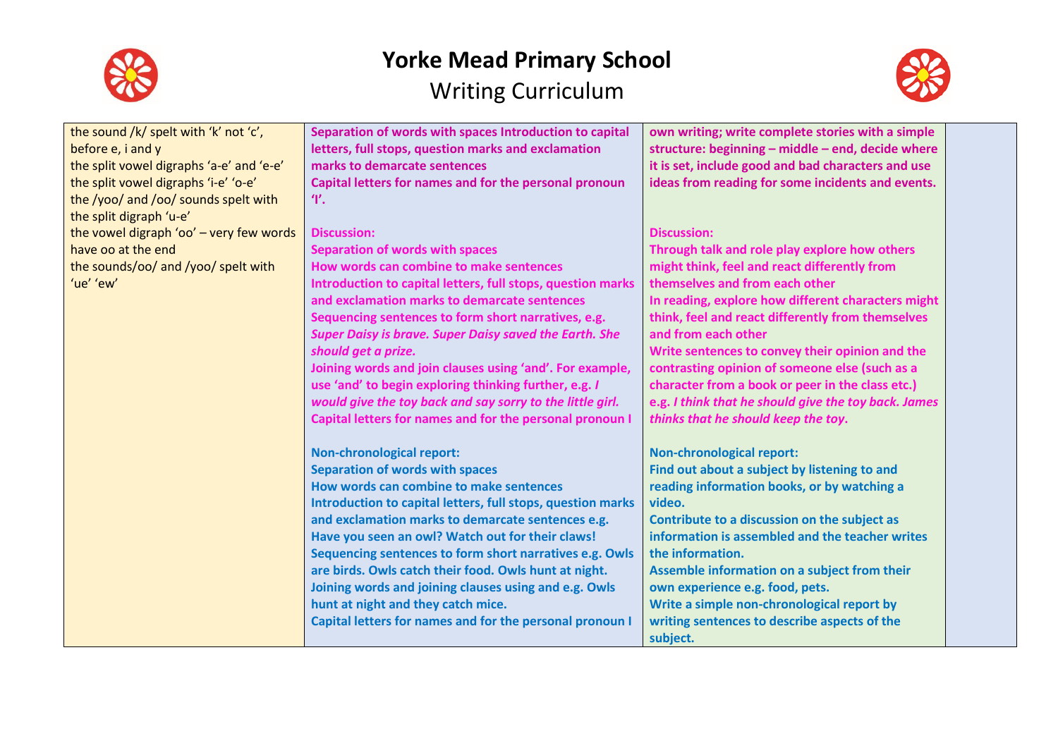# Yorke Mead Primary School

## Writing Curriculum

| | | | |
|---|---|---|---|
| the sound /k/ spelt with 'k' not 'c', before e, i and y<br>the split vowel digraphs 'a-e' and 'e-e'<br>the split vowel digraphs 'i-e' 'o-e'<br>the /yoo/ and /oo/ sounds spelt with the split digraph 'u-e'<br>the vowel digraph 'oo' – very few words have oo at the end<br>the sounds/oo/ and /yoo/ spelt with 'ue' 'ew' | **Separation of words with spaces Introduction to capital letters, full stops, question marks and exclamation marks to demarcate sentences**<br>**Capital letters for names and for the personal pronoun 'I'.**<br><br>**Discussion:**<br>**Separation of words with spaces**<br>**How words can combine to make sentences**<br>**Introduction to capital letters, full stops, question marks and exclamation marks to demarcate sentences**<br>**Sequencing sentences to form short narratives, e.g. *Super Daisy is brave. Super Daisy saved the Earth. She should get a prize.***<br>**Joining words and join clauses using 'and'. For example, use 'and' to begin exploring thinking further, e.g. *I would give the toy back and say sorry to the little girl.***<br>**Capital letters for names and for the personal pronoun I**<br><br>**Non-chronological report:**<br>**Separation of words with spaces**<br>**How words can combine to make sentences**<br>**Introduction to capital letters, full stops, question marks and exclamation marks to demarcate sentences e.g. Have you seen an owl? Watch out for their claws!**<br>**Sequencing sentences to form short narratives e.g. Owls are birds. Owls catch their food. Owls hunt at night.**<br>**Joining words and joining clauses using and e.g. Owls hunt at night and they catch mice.**<br>**Capital letters for names and for the personal pronoun I** | **own writing; write complete stories with a simple structure: beginning – middle – end, decide where it is set, include good and bad characters and use ideas from reading for some incidents and events.**<br><br>**Discussion:**<br>**Through talk and role play explore how others might think, feel and react differently from themselves and from each other**<br>**In reading, explore how different characters might think, feel and react differently from themselves and from each other**<br>**Write sentences to convey their opinion and the contrasting opinion of someone else (such as a character from a book or peer in the class etc.) e.g. *I think that he should give the toy back. James thinks that he should keep the toy*.**<br><br>**Non-chronological report:**<br>**Find out about a subject by listening to and reading information books, or by watching a video.**<br>**Contribute to a discussion on the subject as information is assembled and the teacher writes the information.**<br>**Assemble information on a subject from their own experience e.g. food, pets.**<br>**Write a simple non-chronological report by writing sentences to describe aspects of the subject.** | |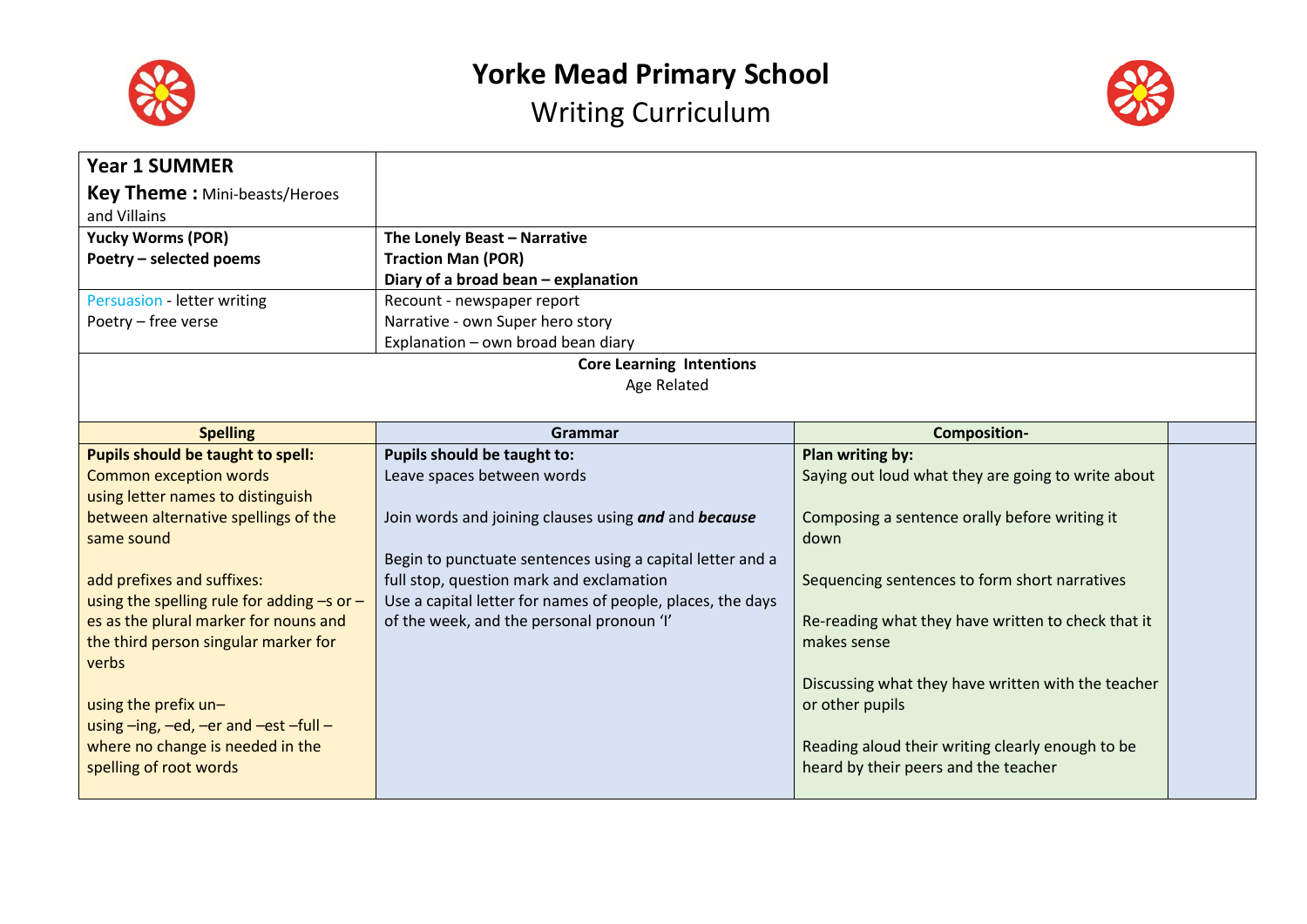# Yorke Mead Primary School

## Writing Curriculum

| **Year 1 SUMMER**<br>**Key Theme :** Mini-beasts/Heroes and Villains | | | |
|---|---|---|---|
| **Yucky Worms (POR)**<br>**Poetry – selected poems** | **The Lonely Beast – Narrative**<br>**Traction Man (POR)**<br>**Diary of a broad bean – explanation** | | |
| Persuasion - letter writing<br>Poetry – free verse | Recount - newspaper report<br>Narrative - own Super hero story<br>Explanation – own broad bean diary | | |
| **Core Learning Intentions**<br>Age Related | | | |
| **Spelling** | **Grammar** | **Composition-** | |
| **Pupils should be taught to spell:**<br>Common exception words<br>using letter names to distinguish between alternative spellings of the same sound<br><br>add prefixes and suffixes:<br>using the spelling rule for adding –s or –es as the plural marker for nouns and the third person singular marker for verbs<br><br>using the prefix un–<br>using –ing, –ed, –er and –est –full – where no change is needed in the spelling of root words | **Pupils should be taught to:**<br>Leave spaces between words<br><br>Join words and joining clauses using ***and*** and ***because***<br><br>Begin to punctuate sentences using a capital letter and a full stop, question mark and exclamation<br>Use a capital letter for names of people, places, the days of the week, and the personal pronoun 'I' | **Plan writing by:**<br>Saying out loud what they are going to write about<br><br>Composing a sentence orally before writing it down<br><br>Sequencing sentences to form short narratives<br><br>Re-reading what they have written to check that it makes sense<br><br>Discussing what they have written with the teacher or other pupils<br><br>Reading aloud their writing clearly enough to be heard by their peers and the teacher | |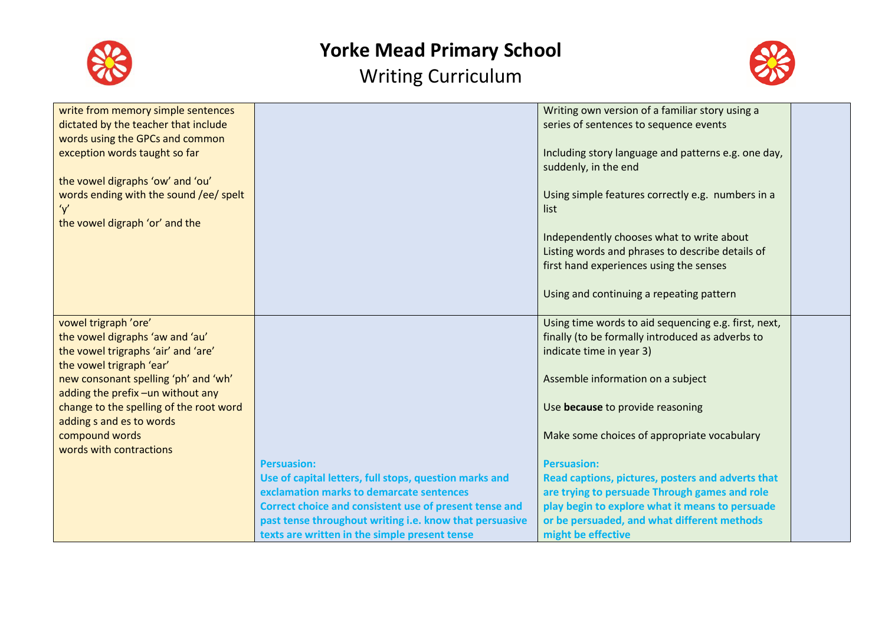# Yorke Mead Primary School

## Writing Curriculum

| | | | |
|---|---|---|---|
| write from memory simple sentences dictated by the teacher that include words using the GPCs and common exception words taught so far<br><br>the vowel digraphs 'ow' and 'ou'<br>words ending with the sound /ee/ spelt 'y'<br>the vowel digraph 'or' and the | | Writing own version of a familiar story using a series of sentences to sequence events<br><br>Including story language and patterns e.g. one day, suddenly, in the end<br><br>Using simple features correctly e.g. numbers in a list<br><br>Independently chooses what to write about<br>Listing words and phrases to describe details of first hand experiences using the senses<br><br>Using and continuing a repeating pattern | |
| vowel trigraph 'ore'<br>the vowel digraphs 'aw and 'au'<br>the vowel trigraphs 'air' and 'are'<br>the vowel trigraph 'ear'<br>new consonant spelling 'ph' and 'wh'<br>adding the prefix –un without any change to the spelling of the root word<br>adding s and es to words<br>compound words<br>words with contractions | **Persuasion:**<br>**Use of capital letters, full stops, question marks and exclamation marks to demarcate sentences**<br>**Correct choice and consistent use of present tense and past tense throughout writing i.e. know that persuasive texts are written in the simple present tense** | Using time words to aid sequencing e.g. first, next, finally (to be formally introduced as adverbs to indicate time in year 3)<br><br>Assemble information on a subject<br><br>Use **because** to provide reasoning<br><br>Make some choices of appropriate vocabulary<br><br>**Persuasion:**<br>**Read captions, pictures, posters and adverts that are trying to persuade Through games and role play begin to explore what it means to persuade or be persuaded, and what different methods might be effective** | |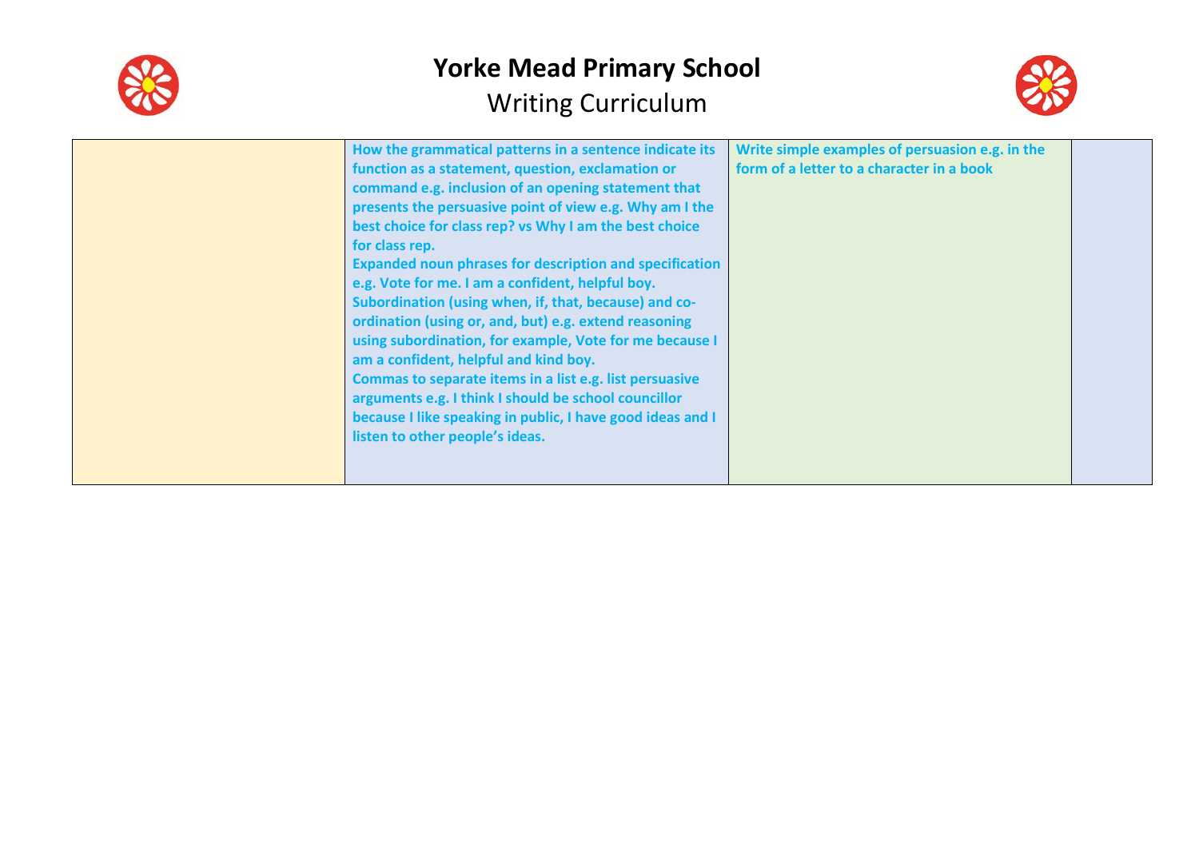# Yorke Mead Primary School

Writing Curriculum

| | | | |
|---|---|---|---|
| | **How the grammatical patterns in a sentence indicate its function as a statement, question, exclamation or command e.g. inclusion of an opening statement that presents the persuasive point of view e.g. Why am I the best choice for class rep? vs Why I am the best choice for class rep.**<br>**Expanded noun phrases for description and specification e.g. Vote for me. I am a confident, helpful boy.**<br>**Subordination (using when, if, that, because) and co-ordination (using or, and, but) e.g. extend reasoning using subordination, for example, Vote for me because I am a confident, helpful and kind boy.**<br>**Commas to separate items in a list e.g. list persuasive arguments e.g. I think I should be school councillor because I like speaking in public, I have good ideas and I listen to other people's ideas.** | **Write simple examples of persuasion e.g. in the form of a letter to a character in a book** | |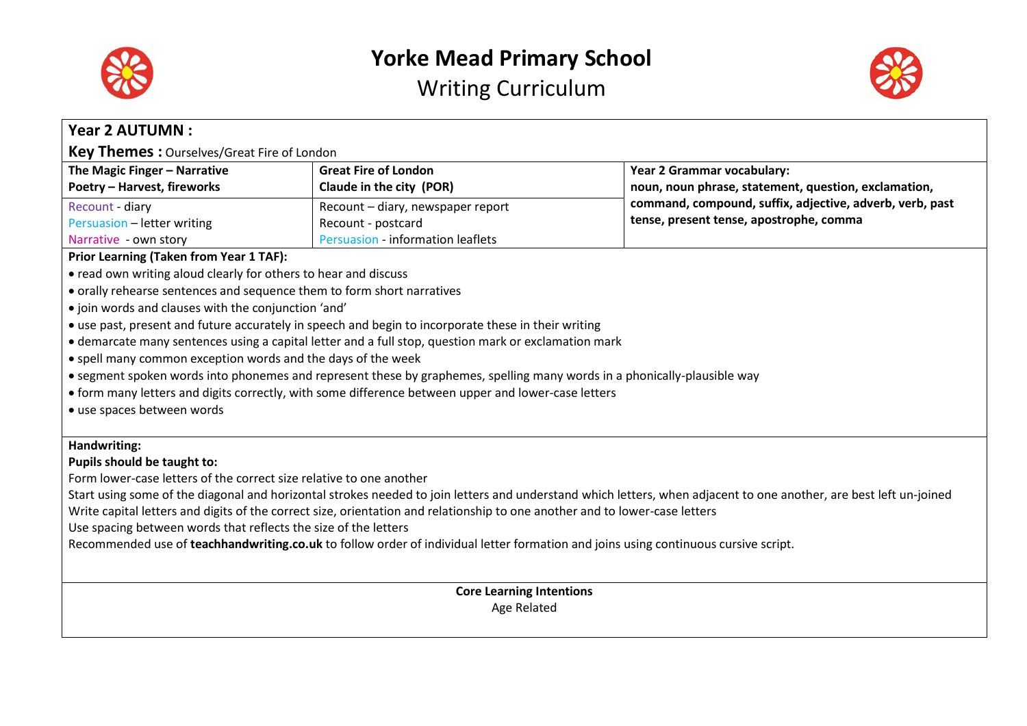# Yorke Mead Primary School

## Writing Curriculum

**Year 2 AUTUMN :**

**Key Themes :** Ourselves/Great Fire of London

| **The Magic Finger – Narrative**<br>**Poetry – Harvest, fireworks** | **Great Fire of London**<br>**Claude in the city (POR)** | **Year 2 Grammar vocabulary:**<br>**noun, noun phrase, statement, question, exclamation, command, compound, suffix, adjective, adverb, verb, past tense, present tense, apostrophe, comma** |
|---|---|---|
| Recount - diary<br>Persuasion – letter writing<br>Narrative - own story | Recount – diary, newspaper report<br>Recount - postcard<br>Persuasion - information leaflets | |

**Prior Learning (Taken from Year 1 TAF):**

- read own writing aloud clearly for others to hear and discuss
- orally rehearse sentences and sequence them to form short narratives
- join words and clauses with the conjunction 'and'
- use past, present and future accurately in speech and begin to incorporate these in their writing
- demarcate many sentences using a capital letter and a full stop, question mark or exclamation mark
- spell many common exception words and the days of the week
- segment spoken words into phonemes and represent these by graphemes, spelling many words in a phonically-plausible way
- form many letters and digits correctly, with some difference between upper and lower-case letters
- use spaces between words

**Handwriting:**

**Pupils should be taught to:**

Form lower-case letters of the correct size relative to one another

Start using some of the diagonal and horizontal strokes needed to join letters and understand which letters, when adjacent to one another, are best left un-joined

Write capital letters and digits of the correct size, orientation and relationship to one another and to lower-case letters

Use spacing between words that reflects the size of the letters

Recommended use of **teachhandwriting.co.uk** to follow order of individual letter formation and joins using continuous cursive script.

**Core Learning Intentions**

Age Related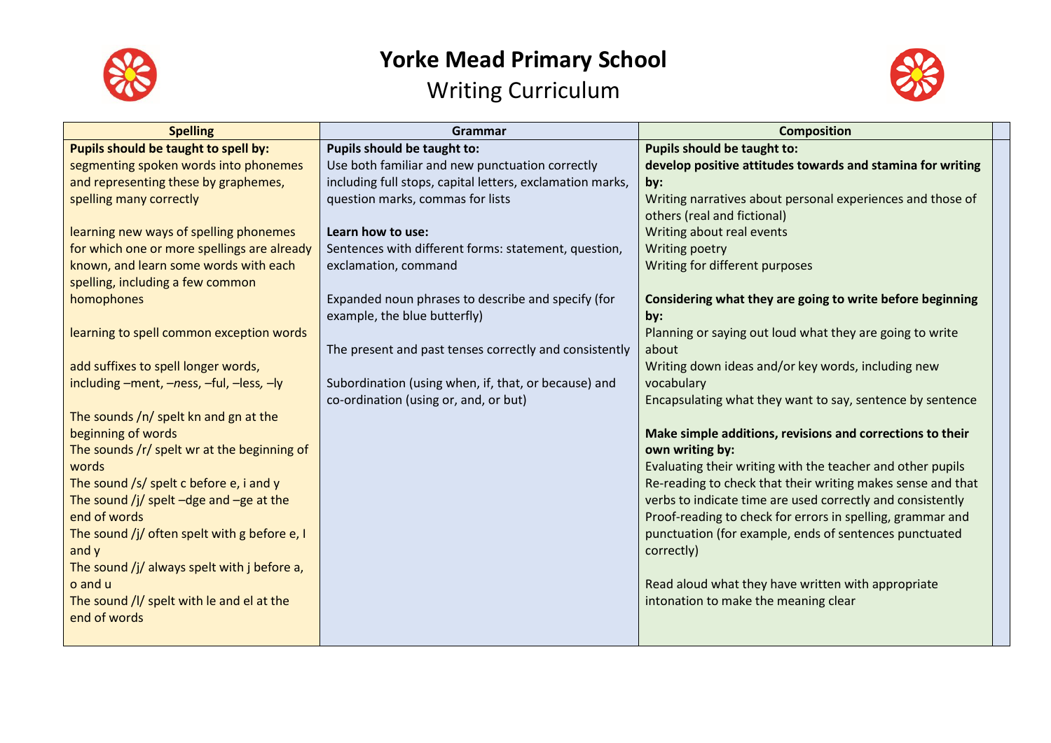# Yorke Mead Primary School

## Writing Curriculum

| Spelling | Grammar | Composition |
|---|---|---|
| **Pupils should be taught to spell by:**<br>segmenting spoken words into phonemes and representing these by graphemes, spelling many correctly<br><br>learning new ways of spelling phonemes for which one or more spellings are already known, and learn some words with each spelling, including a few common homophones<br><br>learning to spell common exception words<br><br>add suffixes to spell longer words, including –ment, –ness, –ful, –less, –ly<br><br>The sounds /n/ spelt kn and gn at the beginning of words<br>The sounds /r/ spelt wr at the beginning of words<br>The sound /s/ spelt c before e, i and y<br>The sound /j/ spelt –dge and –ge at the end of words<br>The sound /j/ often spelt with g before e, I and y<br>The sound /j/ always spelt with j before a, o and u<br>The sound /l/ spelt with le and el at the end of words | **Pupils should be taught to:**<br>Use both familiar and new punctuation correctly including full stops, capital letters, exclamation marks, question marks, commas for lists<br><br>**Learn how to use:**<br>Sentences with different forms: statement, question, exclamation, command<br><br>Expanded noun phrases to describe and specify (for example, the blue butterfly)<br><br>The present and past tenses correctly and consistently<br><br>Subordination (using when, if, that, or because) and co-ordination (using or, and, or but) | **Pupils should be taught to:**<br>**develop positive attitudes towards and stamina for writing by:**<br>Writing narratives about personal experiences and those of others (real and fictional)<br>Writing about real events<br>Writing poetry<br>Writing for different purposes<br><br>**Considering what they are going to write before beginning by:**<br>Planning or saying out loud what they are going to write about<br>Writing down ideas and/or key words, including new vocabulary<br>Encapsulating what they want to say, sentence by sentence<br><br>**Make simple additions, revisions and corrections to their own writing by:**<br>Evaluating their writing with the teacher and other pupils<br>Re-reading to check that their writing makes sense and that verbs to indicate time are used correctly and consistently<br>Proof-reading to check for errors in spelling, grammar and punctuation (for example, ends of sentences punctuated correctly)<br><br>Read aloud what they have written with appropriate intonation to make the meaning clear |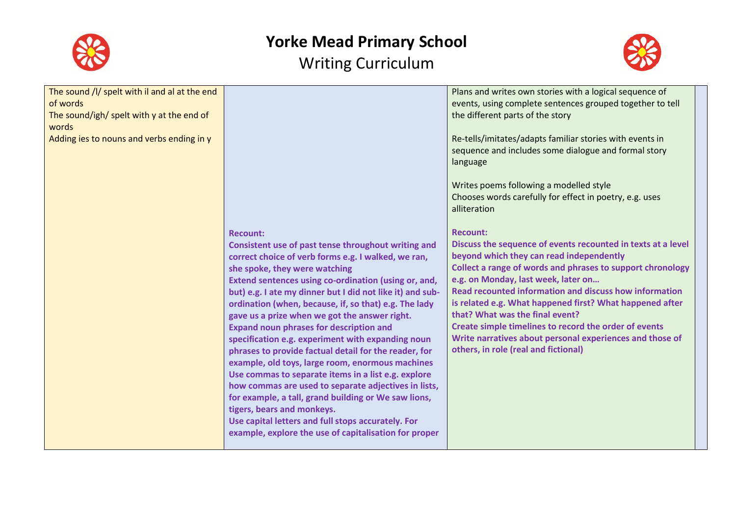# Yorke Mead Primary School

## Writing Curriculum

| | | | |
|---|---|---|---|
| The sound /l/ spelt with il and al at the end of words<br>The sound/igh/ spelt with y at the end of words<br>Adding ies to nouns and verbs ending in y | **Recount:**<br>**Consistent use of past tense throughout writing and correct choice of verb forms e.g. I walked, we ran, she spoke, they were watching**<br>**Extend sentences using co-ordination (using or, and, but) e.g. I ate my dinner but I did not like it) and sub-ordination (when, because, if, so that) e.g. The lady gave us a prize when we got the answer right.**<br>**Expand noun phrases for description and specification e.g. experiment with expanding noun phrases to provide factual detail for the reader, for example, old toys, large room, enormous machines**<br>**Use commas to separate items in a list e.g. explore how commas are used to separate adjectives in lists, for example, a tall, grand building or We saw lions, tigers, bears and monkeys.**<br>**Use capital letters and full stops accurately. For example, explore the use of capitalisation for proper** | Plans and writes own stories with a logical sequence of events, using complete sentences grouped together to tell the different parts of the story<br><br>Re-tells/imitates/adapts familiar stories with events in sequence and includes some dialogue and formal story language<br><br>Writes poems following a modelled style<br>Chooses words carefully for effect in poetry, e.g. uses alliteration<br><br>**Recount:**<br>**Discuss the sequence of events recounted in texts at a level beyond which they can read independently**<br>**Collect a range of words and phrases to support chronology e.g. on Monday, last week, later on…**<br>**Read recounted information and discuss how information is related e.g. What happened first? What happened after that? What was the final event?**<br>**Create simple timelines to record the order of events**<br>**Write narratives about personal experiences and those of others, in role (real and fictional)** | |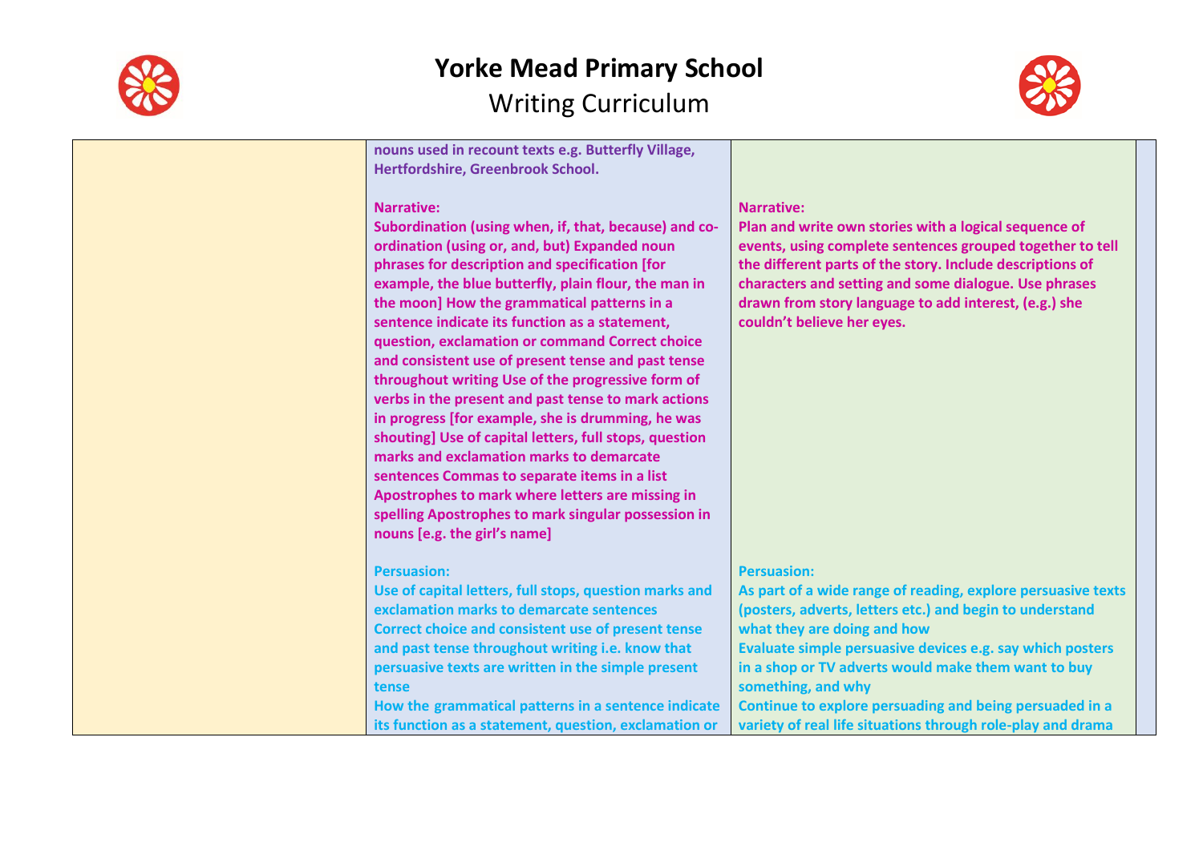| | | | |
|---|---|---|---|
| | nouns used in recount texts e.g. Butterfly Village, Hertfordshire, Greenbrook School.<br><br>**Narrative:**<br>Subordination (using when, if, that, because) and co-ordination (using or, and, but) Expanded noun phrases for description and specification [for example, the blue butterfly, plain flour, the man in the moon] How the grammatical patterns in a sentence indicate its function as a statement, question, exclamation or command Correct choice and consistent use of present tense and past tense throughout writing Use of the progressive form of verbs in the present and past tense to mark actions in progress [for example, she is drumming, he was shouting] Use of capital letters, full stops, question marks and exclamation marks to demarcate sentences Commas to separate items in a list Apostrophes to mark where letters are missing in spelling Apostrophes to mark singular possession in nouns [e.g. the girl's name]<br><br>**Persuasion:**<br>Use of capital letters, full stops, question marks and exclamation marks to demarcate sentences<br>Correct choice and consistent use of present tense and past tense throughout writing i.e. know that persuasive texts are written in the simple present tense<br>How the grammatical patterns in a sentence indicate its function as a statement, question, exclamation or | **Narrative:**<br>Plan and write own stories with a logical sequence of events, using complete sentences grouped together to tell the different parts of the story. Include descriptions of characters and setting and some dialogue. Use phrases drawn from story language to add interest, (e.g.) she couldn't believe her eyes.<br><br>**Persuasion:**<br>As part of a wide range of reading, explore persuasive texts (posters, adverts, letters etc.) and begin to understand what they are doing and how<br>Evaluate simple persuasive devices e.g. say which posters in a shop or TV adverts would make them want to buy something, and why<br>Continue to explore persuading and being persuaded in a variety of real life situations through role-play and drama | |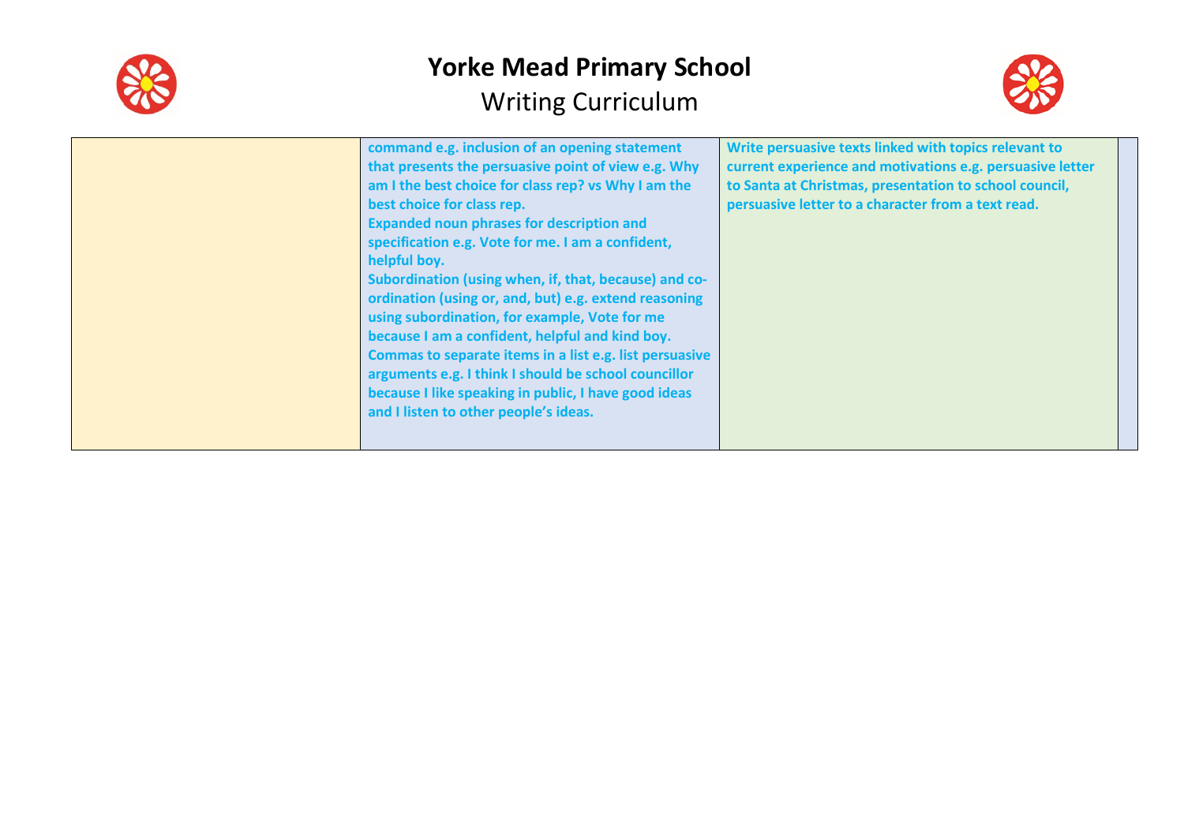# Yorke Mead Primary School

Writing Curriculum

| | | | |
|---|---|---|---|
| | command e.g. inclusion of an opening statement that presents the persuasive point of view e.g. Why am I the best choice for class rep? vs Why I am the best choice for class rep.<br>Expanded noun phrases for description and specification e.g. Vote for me. I am a confident, helpful boy.<br>Subordination (using when, if, that, because) and co-ordination (using or, and, but) e.g. extend reasoning using subordination, for example, Vote for me because I am a confident, helpful and kind boy.<br>Commas to separate items in a list e.g. list persuasive arguments e.g. I think I should be school councillor because I like speaking in public, I have good ideas and I listen to other people's ideas. | Write persuasive texts linked with topics relevant to current experience and motivations e.g. persuasive letter to Santa at Christmas, presentation to school council, persuasive letter to a character from a text read. | |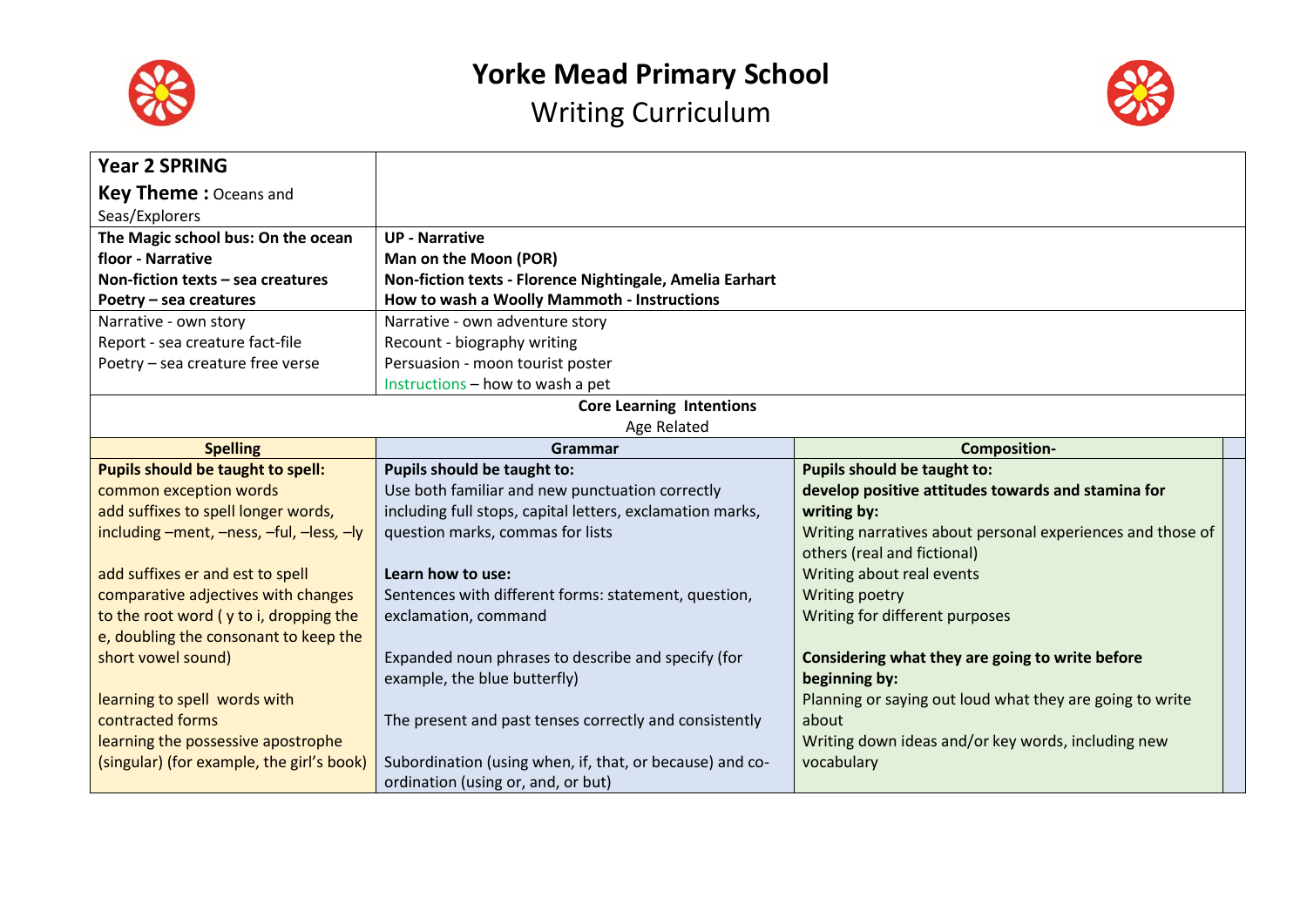# Yorke Mead Primary School

## Writing Curriculum

| **Year 2 SPRING**<br>**Key Theme :** Oceans and Seas/Explorers | | |
|---|---|---|
| **The Magic school bus: On the ocean floor - Narrative**<br>**Non-fiction texts – sea creatures**<br>**Poetry – sea creatures** | **UP - Narrative**<br>**Man on the Moon (POR)**<br>**Non-fiction texts - Florence Nightingale, Amelia Earhart**<br>**How to wash a Woolly Mammoth - Instructions** | |
| Narrative - own story<br>Report - sea creature fact-file<br>Poetry – sea creature free verse | Narrative - own adventure story<br>Recount - biography writing<br>Persuasion - moon tourist poster<br>Instructions – how to wash a pet | |
| **Core Learning Intentions**<br>Age Related | | |
| **Spelling** | **Grammar** | **Composition-** |
| **Pupils should be taught to spell:**<br>common exception words<br>add suffixes to spell longer words, including –ment, –ness, –ful, –less, –ly<br><br>add suffixes er and est to spell comparative adjectives with changes to the root word ( y to i, dropping the e, doubling the consonant to keep the short vowel sound)<br><br>learning to spell words with contracted forms<br>learning the possessive apostrophe (singular) (for example, the girl's book) | **Pupils should be taught to:**<br>Use both familiar and new punctuation correctly including full stops, capital letters, exclamation marks, question marks, commas for lists<br><br>**Learn how to use:**<br>Sentences with different forms: statement, question, exclamation, command<br><br>Expanded noun phrases to describe and specify (for example, the blue butterfly)<br><br>The present and past tenses correctly and consistently<br><br>Subordination (using when, if, that, or because) and co-ordination (using or, and, or but) | **Pupils should be taught to:**<br>**develop positive attitudes towards and stamina for writing by:**<br>Writing narratives about personal experiences and those of others (real and fictional)<br>Writing about real events<br>Writing poetry<br>Writing for different purposes<br><br>**Considering what they are going to write before beginning by:**<br>Planning or saying out loud what they are going to write about<br>Writing down ideas and/or key words, including new vocabulary |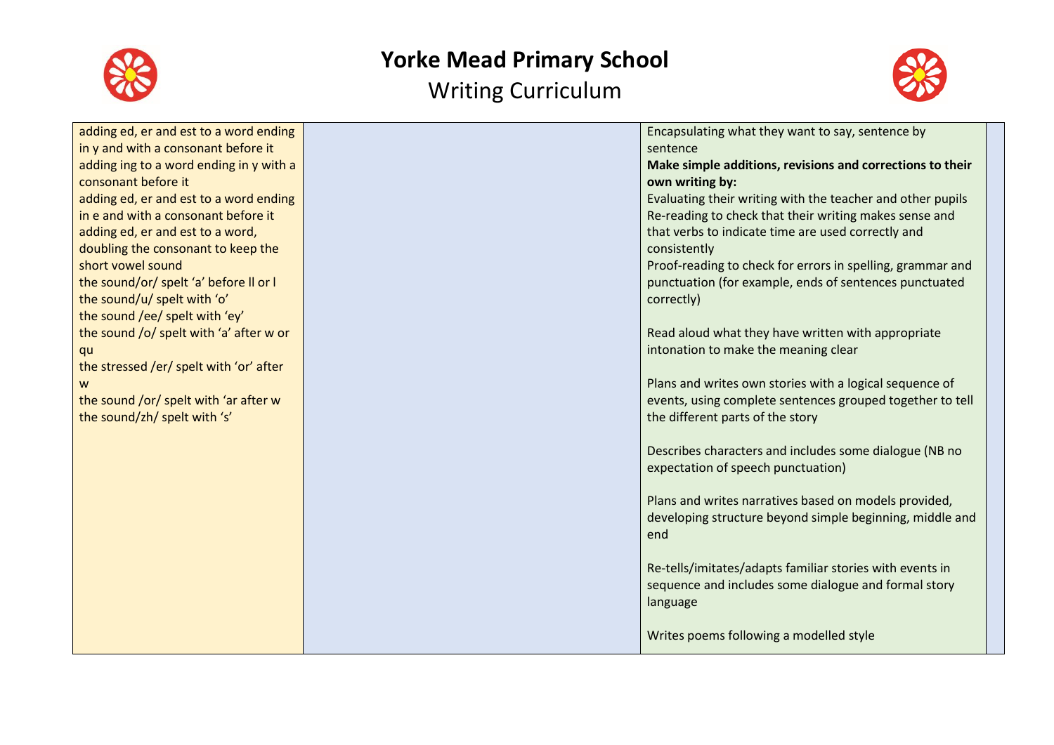# Yorke Mead Primary School

## Writing Curriculum

| | | | |
|---|---|---|---|
| adding ed, er and est to a word ending in y and with a consonant before it<br>adding ing to a word ending in y with a consonant before it<br>adding ed, er and est to a word ending in e and with a consonant before it<br>adding ed, er and est to a word, doubling the consonant to keep the short vowel sound<br>the sound/or/ spelt 'a' before ll or l<br>the sound/u/ spelt with 'o'<br>the sound /ee/ spelt with 'ey'<br>the sound /o/ spelt with 'a' after w or qu<br>the stressed /er/ spelt with 'or' after w<br>the sound /or/ spelt with 'ar after w<br>the sound/zh/ spelt with 's' | | Encapsulating what they want to say, sentence by sentence<br>**Make simple additions, revisions and corrections to their own writing by:**<br>Evaluating their writing with the teacher and other pupils<br>Re-reading to check that their writing makes sense and that verbs to indicate time are used correctly and consistently<br>Proof-reading to check for errors in spelling, grammar and punctuation (for example, ends of sentences punctuated correctly)<br><br>Read aloud what they have written with appropriate intonation to make the meaning clear<br><br>Plans and writes own stories with a logical sequence of events, using complete sentences grouped together to tell the different parts of the story<br><br>Describes characters and includes some dialogue (NB no expectation of speech punctuation)<br><br>Plans and writes narratives based on models provided, developing structure beyond simple beginning, middle and end<br><br>Re-tells/imitates/adapts familiar stories with events in sequence and includes some dialogue and formal story language<br><br>Writes poems following a modelled style | |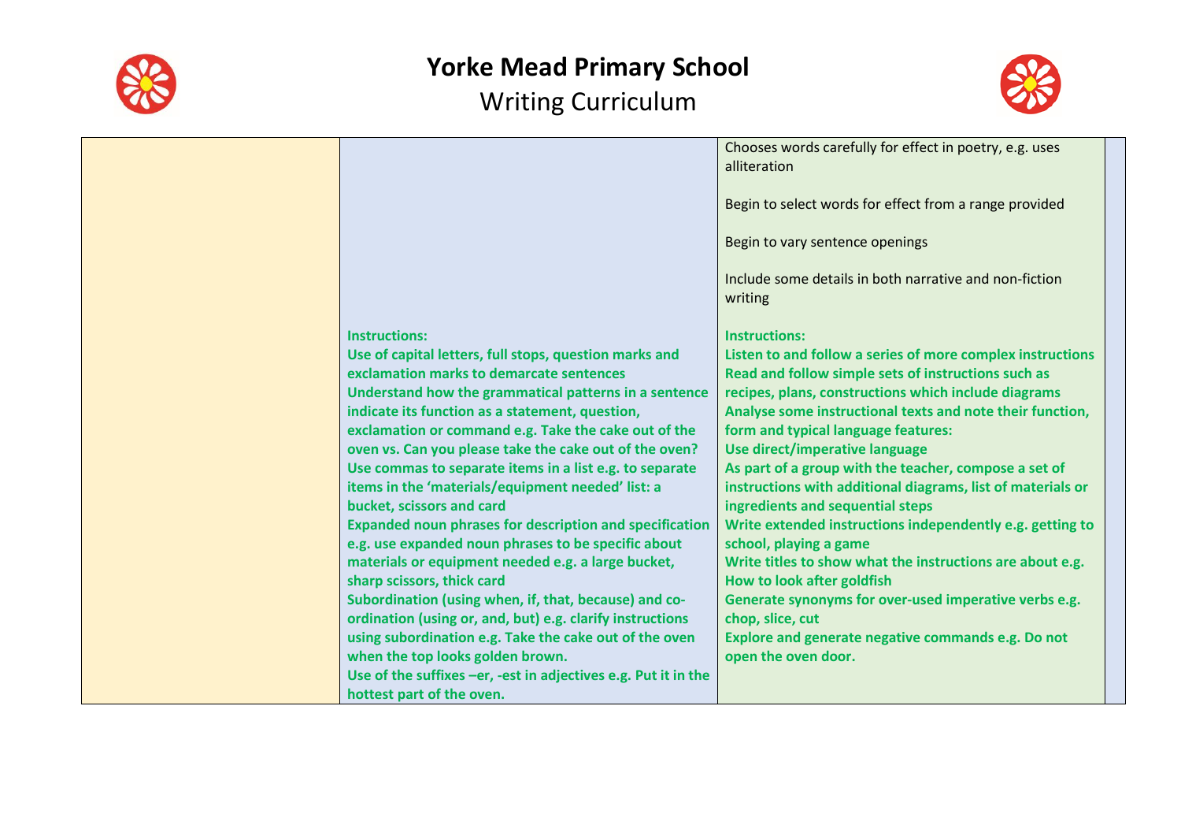# Yorke Mead Primary School

## Writing Curriculum

| | | | |
|---|---|---|---|
| | **Instructions:**<br>**Use of capital letters, full stops, question marks and exclamation marks to demarcate sentences**<br>**Understand how the grammatical patterns in a sentence indicate its function as a statement, question, exclamation or command e.g. Take the cake out of the oven vs. Can you please take the cake out of the oven?**<br>**Use commas to separate items in a list e.g. to separate items in the 'materials/equipment needed' list: a bucket, scissors and card**<br>**Expanded noun phrases for description and specification e.g. use expanded noun phrases to be specific about materials or equipment needed e.g. a large bucket, sharp scissors, thick card**<br>**Subordination (using when, if, that, because) and co-ordination (using or, and, but) e.g. clarify instructions using subordination e.g. Take the cake out of the oven when the top looks golden brown.**<br>**Use of the suffixes –er, -est in adjectives e.g. Put it in the hottest part of the oven.** | Chooses words carefully for effect in poetry, e.g. uses alliteration<br><br>Begin to select words for effect from a range provided<br><br>Begin to vary sentence openings<br><br>Include some details in both narrative and non-fiction writing<br><br>**Instructions:**<br>**Listen to and follow a series of more complex instructions**<br>**Read and follow simple sets of instructions such as recipes, plans, constructions which include diagrams**<br>**Analyse some instructional texts and note their function, form and typical language features:**<br>**Use direct/imperative language**<br>**As part of a group with the teacher, compose a set of instructions with additional diagrams, list of materials or ingredients and sequential steps**<br>**Write extended instructions independently e.g. getting to school, playing a game**<br>**Write titles to show what the instructions are about e.g. How to look after goldfish**<br>**Generate synonyms for over-used imperative verbs e.g. chop, slice, cut**<br>**Explore and generate negative commands e.g. Do not open the oven door.** | |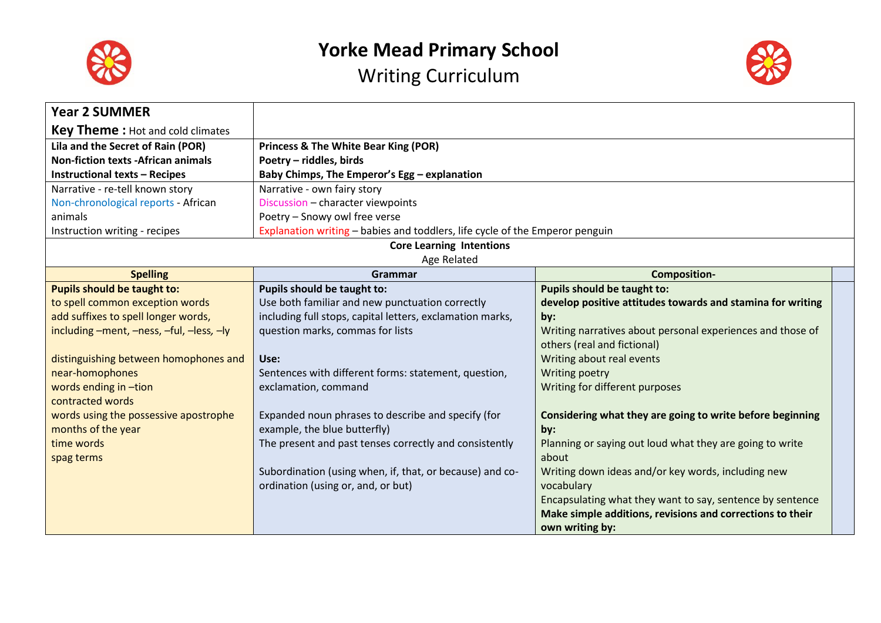# Yorke Mead Primary School

## Writing Curriculum

| **Year 2 SUMMER**<br>**Key Theme :** Hot and cold climates | | |
|---|---|---|
| **Lila and the Secret of Rain (POR)**<br>**Non-fiction texts -African animals**<br>**Instructional texts – Recipes** | **Princess & The White Bear King (POR)**<br>**Poetry – riddles, birds**<br>**Baby Chimps, The Emperor's Egg – explanation** | |
| Narrative - re-tell known story<br>Non-chronological reports - African animals<br>Instruction writing - recipes | Narrative - own fairy story<br>Discussion – character viewpoints<br>Poetry – Snowy owl free verse<br>Explanation writing – babies and toddlers, life cycle of the Emperor penguin | |
| **Core Learning Intentions**<br>Age Related | | |
| **Spelling** | **Grammar** | **Composition-** |
| **Pupils should be taught to:**<br>to spell common exception words<br>add suffixes to spell longer words, including –ment, –ness, –ful, –less, –ly<br><br>distinguishing between homophones and near-homophones<br>words ending in –tion<br>contracted words<br>words using the possessive apostrophe<br>months of the year<br>time words<br>spag terms | **Pupils should be taught to:**<br>Use both familiar and new punctuation correctly including full stops, capital letters, exclamation marks, question marks, commas for lists<br><br>**Use:**<br>Sentences with different forms: statement, question, exclamation, command<br><br>Expanded noun phrases to describe and specify (for example, the blue butterfly)<br>The present and past tenses correctly and consistently<br><br>Subordination (using when, if, that, or because) and co-ordination (using or, and, or but) | **Pupils should be taught to:**<br>**develop positive attitudes towards and stamina for writing by:**<br>Writing narratives about personal experiences and those of others (real and fictional)<br>Writing about real events<br>Writing poetry<br>Writing for different purposes<br><br>**Considering what they are going to write before beginning by:**<br>Planning or saying out loud what they are going to write about<br>Writing down ideas and/or key words, including new vocabulary<br>Encapsulating what they want to say, sentence by sentence<br>**Make simple additions, revisions and corrections to their own writing by:** |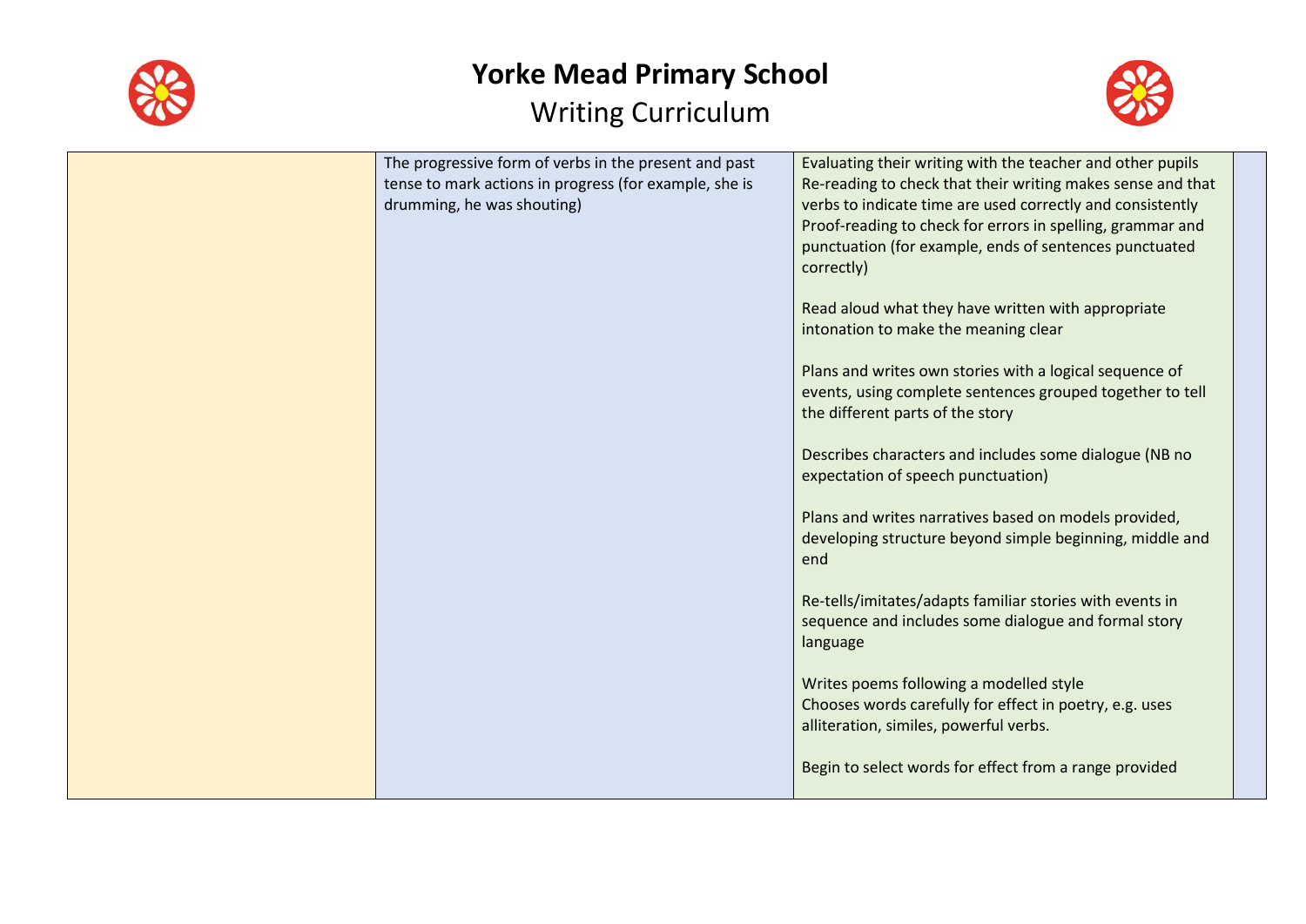# Yorke Mead Primary School

## Writing Curriculum

| | | | |
|---|---|---|---|
| | The progressive form of verbs in the present and past tense to mark actions in progress (for example, she is drumming, he was shouting) | Evaluating their writing with the teacher and other pupils<br>Re-reading to check that their writing makes sense and that verbs to indicate time are used correctly and consistently<br>Proof-reading to check for errors in spelling, grammar and punctuation (for example, ends of sentences punctuated correctly)<br><br>Read aloud what they have written with appropriate intonation to make the meaning clear<br><br>Plans and writes own stories with a logical sequence of events, using complete sentences grouped together to tell the different parts of the story<br><br>Describes characters and includes some dialogue (NB no expectation of speech punctuation)<br><br>Plans and writes narratives based on models provided, developing structure beyond simple beginning, middle and end<br><br>Re-tells/imitates/adapts familiar stories with events in sequence and includes some dialogue and formal story language<br><br>Writes poems following a modelled style<br>Chooses words carefully for effect in poetry, e.g. uses alliteration, similes, powerful verbs.<br><br>Begin to select words for effect from a range provided | |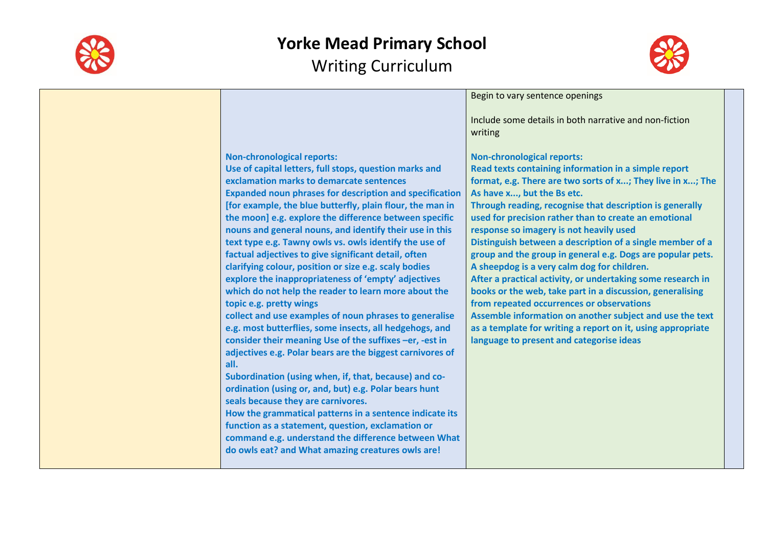# Yorke Mead Primary School

Writing Curriculum

| | | | |
|---|---|---|---|
| | **Non-chronological reports:**<br>**Use of capital letters, full stops, question marks and exclamation marks to demarcate sentences**<br>**Expanded noun phrases for description and specification [for example, the blue butterfly, plain flour, the man in the moon] e.g. explore the difference between specific nouns and general nouns, and identify their use in this text type e.g. Tawny owls vs. owls identify the use of factual adjectives to give significant detail, often clarifying colour, position or size e.g. scaly bodies explore the inappropriateness of 'empty' adjectives which do not help the reader to learn more about the topic e.g. pretty wings**<br>**collect and use examples of noun phrases to generalise e.g. most butterflies, some insects, all hedgehogs, and consider their meaning Use of the suffixes –er, -est in adjectives e.g. Polar bears are the biggest carnivores of all.**<br>**Subordination (using when, if, that, because) and co-ordination (using or, and, but) e.g. Polar bears hunt seals because they are carnivores.**<br>**How the grammatical patterns in a sentence indicate its function as a statement, question, exclamation or command e.g. understand the difference between What do owls eat? and What amazing creatures owls are!** | Begin to vary sentence openings<br><br>Include some details in both narrative and non-fiction writing<br><br>**Non-chronological reports:**<br>**Read texts containing information in a simple report format, e.g. There are two sorts of x...; They live in x...; The As have x..., but the Bs etc.**<br>**Through reading, recognise that description is generally used for precision rather than to create an emotional response so imagery is not heavily used**<br>**Distinguish between a description of a single member of a group and the group in general e.g. Dogs are popular pets. A sheepdog is a very calm dog for children.**<br>**After a practical activity, or undertaking some research in books or the web, take part in a discussion, generalising from repeated occurrences or observations**<br>**Assemble information on another subject and use the text as a template for writing a report on it, using appropriate language to present and categorise ideas** | |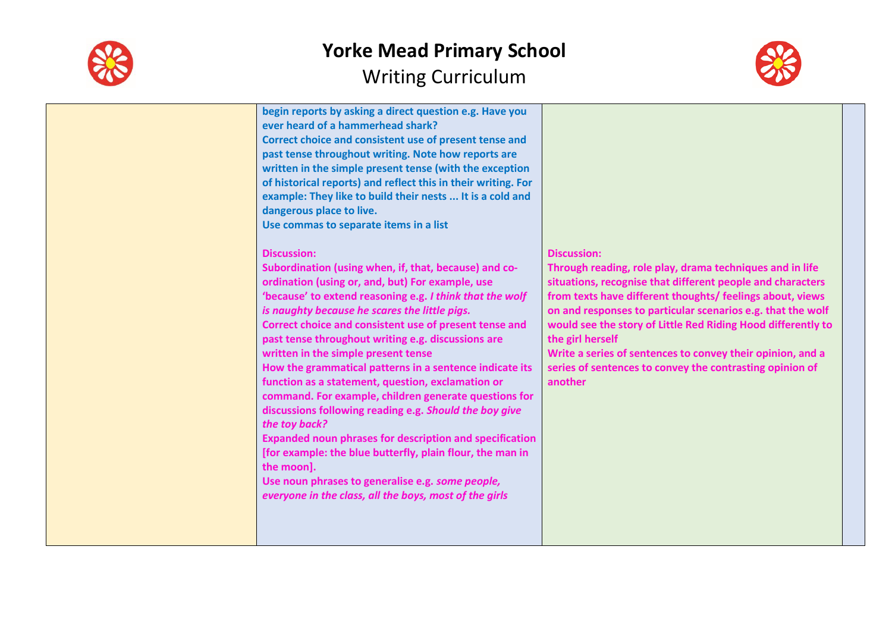# Yorke Mead Primary School

## Writing Curriculum

| | | | |
|---|---|---|---|
| | **begin reports by asking a direct question e.g. Have you ever heard of a hammerhead shark?**<br>**Correct choice and consistent use of present tense and past tense throughout writing. Note how reports are written in the simple present tense (with the exception of historical reports) and reflect this in their writing. For example: They like to build their nests ... It is a cold and dangerous place to live.**<br>**Use commas to separate items in a list**<br><br>**Discussion:**<br>**Subordination (using when, if, that, because) and co-ordination (using or, and, but) For example, use 'because' to extend reasoning e.g. *I think that the wolf is naughty because he scares the little pigs.***<br>**Correct choice and consistent use of present tense and past tense throughout writing e.g. discussions are written in the simple present tense**<br>**How the grammatical patterns in a sentence indicate its function as a statement, question, exclamation or command. For example, children generate questions for discussions following reading e.g. *Should the boy give the toy back?***<br>**Expanded noun phrases for description and specification [for example: the blue butterfly, plain flour, the man in the moon].**<br>**Use noun phrases to generalise e.g. *some people, everyone in the class, all the boys, most of the girls*** | **Discussion:**<br>**Through reading, role play, drama techniques and in life situations, recognise that different people and characters from texts have different thoughts/ feelings about, views on and responses to particular scenarios e.g. that the wolf would see the story of Little Red Riding Hood differently to the girl herself**<br>**Write a series of sentences to convey their opinion, and a series of sentences to convey the contrasting opinion of another** | |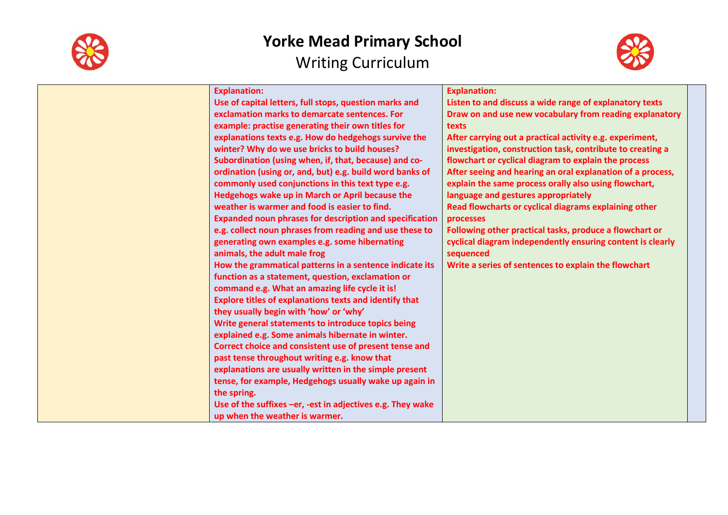# Yorke Mead Primary School

Writing Curriculum

| | | | |
|---|---|---|---|
| | **Explanation:**<br>**Use of capital letters, full stops, question marks and exclamation marks to demarcate sentences. For example: practise generating their own titles for explanations texts e.g. How do hedgehogs survive the winter? Why do we use bricks to build houses?**<br>**Subordination (using when, if, that, because) and co-ordination (using or, and, but) e.g. build word banks of commonly used conjunctions in this text type e.g. Hedgehogs wake up in March or April because the weather is warmer and food is easier to find.**<br>**Expanded noun phrases for description and specification e.g. collect noun phrases from reading and use these to generating own examples e.g. some hibernating animals, the adult male frog**<br>**How the grammatical patterns in a sentence indicate its function as a statement, question, exclamation or command e.g. What an amazing life cycle it is!**<br>**Explore titles of explanations texts and identify that they usually begin with 'how' or 'why'**<br>**Write general statements to introduce topics being explained e.g. Some animals hibernate in winter.**<br>**Correct choice and consistent use of present tense and past tense throughout writing e.g. know that explanations are usually written in the simple present tense, for example, Hedgehogs usually wake up again in the spring.**<br>**Use of the suffixes –er, -est in adjectives e.g. They wake up when the weather is warmer.** | **Explanation:**<br>**Listen to and discuss a wide range of explanatory texts**<br>**Draw on and use new vocabulary from reading explanatory texts**<br>**After carrying out a practical activity e.g. experiment, investigation, construction task, contribute to creating a flowchart or cyclical diagram to explain the process**<br>**After seeing and hearing an oral explanation of a process, explain the same process orally also using flowchart, language and gestures appropriately**<br>**Read flowcharts or cyclical diagrams explaining other processes**<br>**Following other practical tasks, produce a flowchart or cyclical diagram independently ensuring content is clearly sequenced**<br>**Write a series of sentences to explain the flowchart** | |